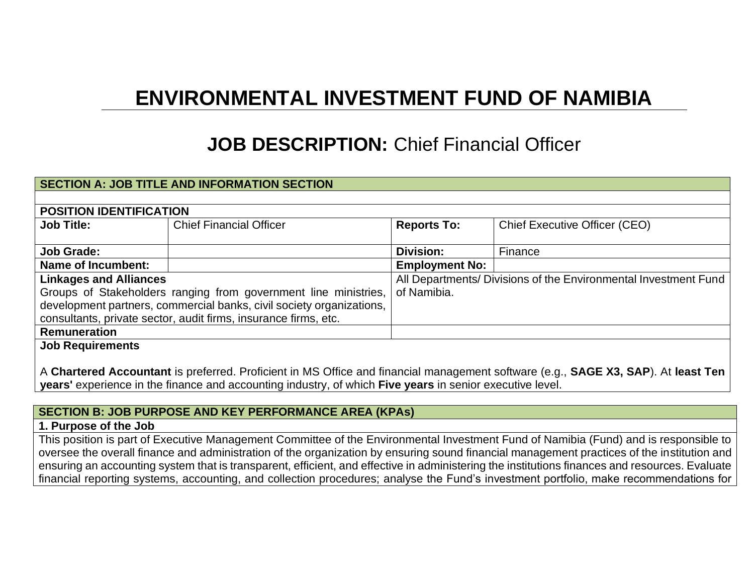# ENVIRONMENTAL INVESTMENT FUND OF NAMIBIA

## JOB DESCRIPTION: Chief Financial Officer

| SECTION A: JOB TITLE AND INFORMATION SECTION | | | |
|---|---|---|---|
| | | | |
| **POSITION IDENTIFICATION** | | | |
| **Job Title:** | Chief Financial Officer | **Reports To:** | Chief Executive Officer (CEO) |
| **Job Grade:** | | **Division:** | Finance |
| **Name of Incumbent:** | | **Employment No:** | |
| **Linkages and Alliances** Groups of Stakeholders ranging from government line ministries, development partners, commercial banks, civil society organizations, consultants, private sector, audit firms, insurance firms, etc. | | All Departments/ Divisions of the Environmental Investment Fund of Namibia. | |
| **Remuneration** | | | |
| **Job Requirements** A **Chartered Accountant** is preferred. Proficient in MS Office and financial management software (e.g., **SAGE X3, SAP**). At **least Ten years'** experience in the finance and accounting industry, of which **Five years** in senior executive level. | | | |

| SECTION B: JOB PURPOSE AND KEY PERFORMANCE AREA (KPAs) |
|---|
| **1. Purpose of the Job** |
| This position is part of Executive Management Committee of the Environmental Investment Fund of Namibia (Fund) and is responsible to oversee the overall finance and administration of the organization by ensuring sound financial management practices of the institution and ensuring an accounting system that is transparent, efficient, and effective in administering the institutions finances and resources. Evaluate financial reporting systems, accounting, and collection procedures; analyse the Fund's investment portfolio, make recommendations for |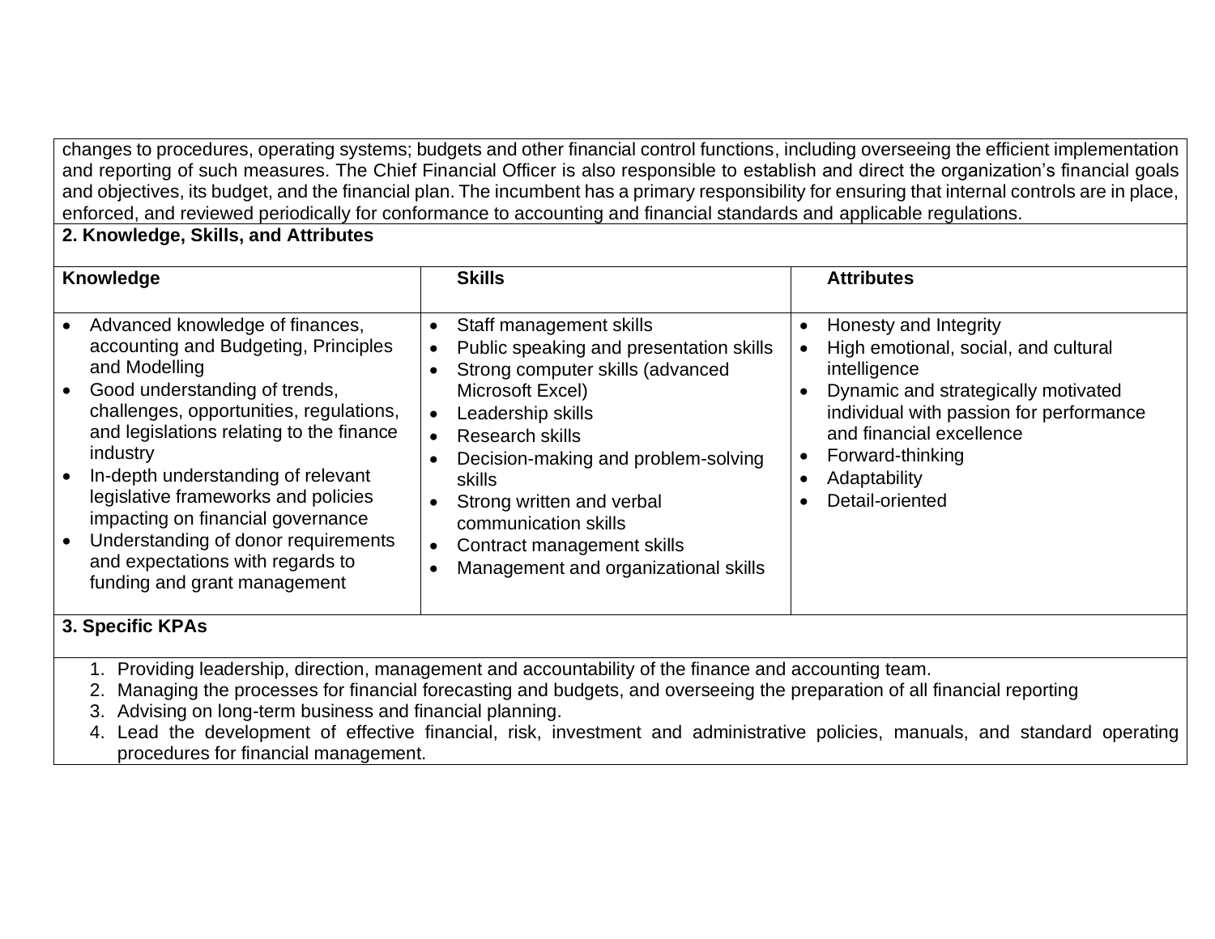changes to procedures, operating systems; budgets and other financial control functions, including overseeing the efficient implementation and reporting of such measures. The Chief Financial Officer is also responsible to establish and direct the organization's financial goals and objectives, its budget, and the financial plan. The incumbent has a primary responsibility for ensuring that internal controls are in place, enforced, and reviewed periodically for conformance to accounting and financial standards and applicable regulations.

**2. Knowledge, Skills, and Attributes**

| Knowledge | Skills | Attributes |
|---|---|---|
| • Advanced knowledge of finances, accounting and Budgeting, Principles and Modelling<br>• Good understanding of trends, challenges, opportunities, regulations, and legislations relating to the finance industry<br>• In-depth understanding of relevant legislative frameworks and policies impacting on financial governance<br>• Understanding of donor requirements and expectations with regards to funding and grant management | • Staff management skills<br>• Public speaking and presentation skills<br>• Strong computer skills (advanced Microsoft Excel)<br>• Leadership skills<br>• Research skills<br>• Decision-making and problem-solving skills<br>• Strong written and verbal communication skills<br>• Contract management skills<br>• Management and organizational skills | • Honesty and Integrity<br>• High emotional, social, and cultural intelligence<br>• Dynamic and strategically motivated individual with passion for performance and financial excellence<br>• Forward-thinking<br>• Adaptability<br>• Detail-oriented |

**3. Specific KPAs**

1. Providing leadership, direction, management and accountability of the finance and accounting team.
2. Managing the processes for financial forecasting and budgets, and overseeing the preparation of all financial reporting
3. Advising on long-term business and financial planning.
4. Lead the development of effective financial, risk, investment and administrative policies, manuals, and standard operating procedures for financial management.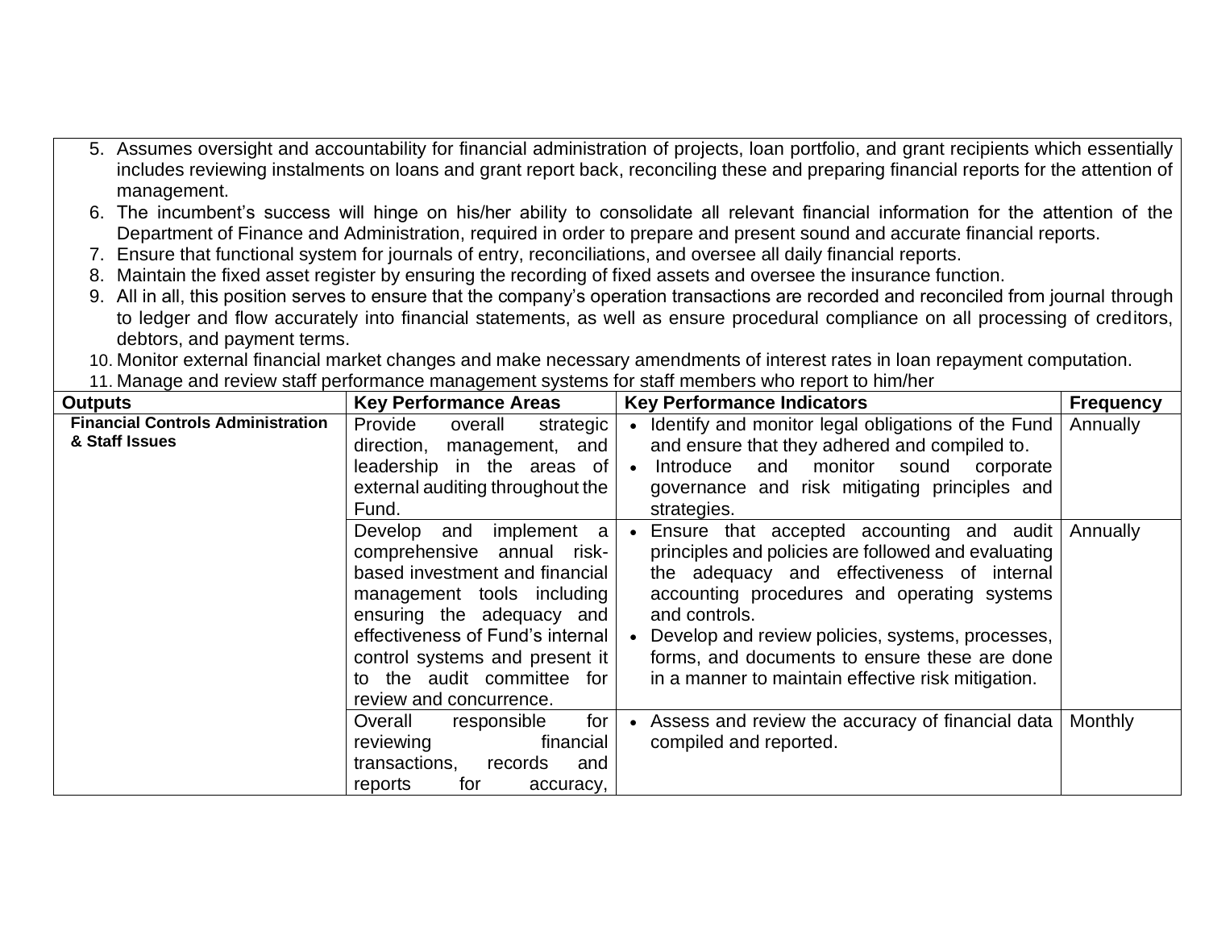5. Assumes oversight and accountability for financial administration of projects, loan portfolio, and grant recipients which essentially includes reviewing instalments on loans and grant report back, reconciling these and preparing financial reports for the attention of management.
6. The incumbent's success will hinge on his/her ability to consolidate all relevant financial information for the attention of the Department of Finance and Administration, required in order to prepare and present sound and accurate financial reports.
7. Ensure that functional system for journals of entry, reconciliations, and oversee all daily financial reports.
8. Maintain the fixed asset register by ensuring the recording of fixed assets and oversee the insurance function.
9. All in all, this position serves to ensure that the company's operation transactions are recorded and reconciled from journal through to ledger and flow accurately into financial statements, as well as ensure procedural compliance on all processing of creditors, debtors, and payment terms.
10. Monitor external financial market changes and make necessary amendments of interest rates in loan repayment computation.
11. Manage and review staff performance management systems for staff members who report to him/her

| Outputs | Key Performance Areas | Key Performance Indicators | Frequency |
|---|---|---|---|
| **Financial Controls Administration & Staff Issues** | Provide overall strategic direction, management, and leadership in the areas of external auditing throughout the Fund. | • Identify and monitor legal obligations of the Fund and ensure that they adhered and compiled to.<br>• Introduce and monitor sound corporate governance and risk mitigating principles and strategies. | Annually |
| | Develop and implement a comprehensive annual risk-based investment and financial management tools including ensuring the adequacy and effectiveness of Fund's internal control systems and present it to the audit committee for review and concurrence. | • Ensure that accepted accounting and audit principles and policies are followed and evaluating the adequacy and effectiveness of internal accounting procedures and operating systems and controls.<br>• Develop and review policies, systems, processes, forms, and documents to ensure these are done in a manner to maintain effective risk mitigation. | Annually |
| | Overall responsible for reviewing financial transactions, records and reports for accuracy, | • Assess and review the accuracy of financial data compiled and reported. | Monthly |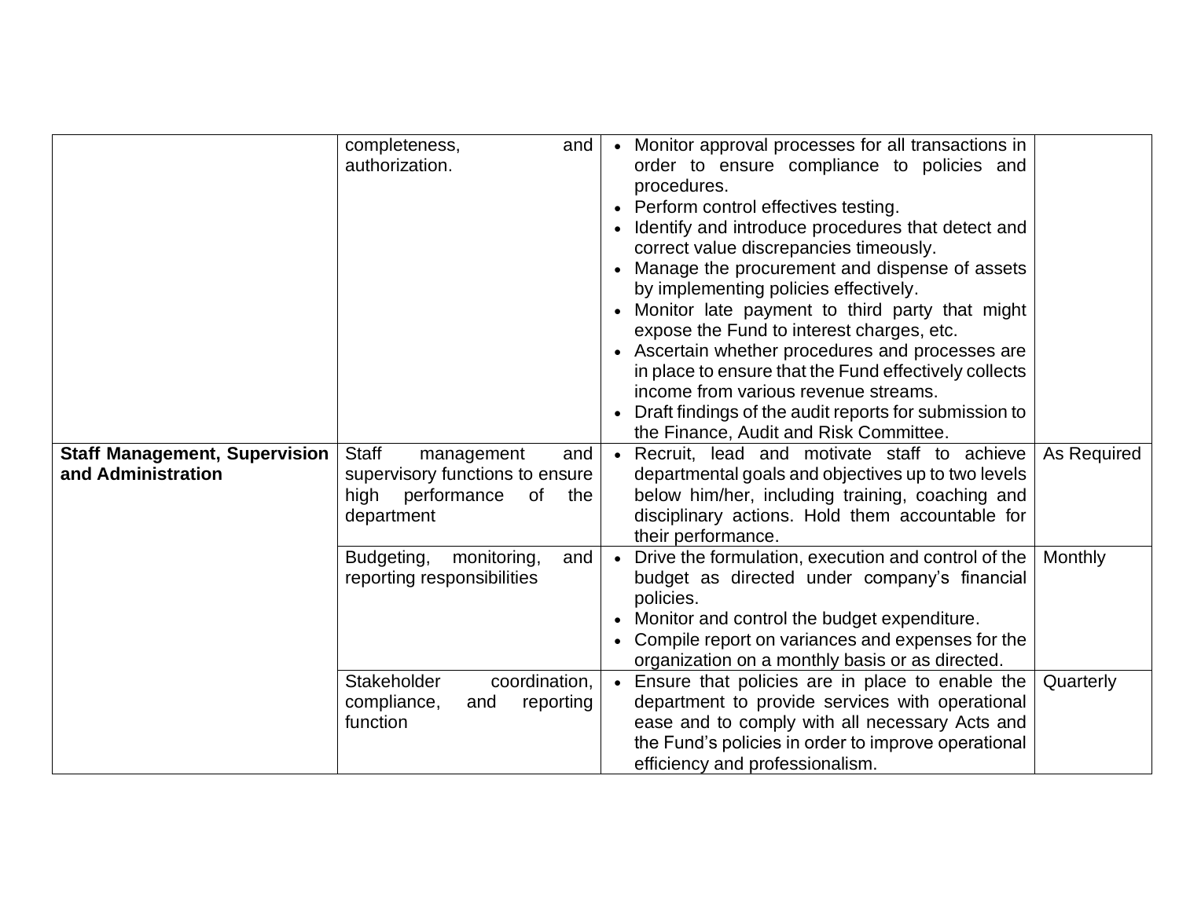| | | | |
|---|---|---|---|
| | completeness, and authorization. | • Monitor approval processes for all transactions in order to ensure compliance to policies and procedures.<br>• Perform control effectives testing.<br>• Identify and introduce procedures that detect and correct value discrepancies timeously.<br>• Manage the procurement and dispense of assets by implementing policies effectively.<br>• Monitor late payment to third party that might expose the Fund to interest charges, etc.<br>• Ascertain whether procedures and processes are in place to ensure that the Fund effectively collects income from various revenue streams.<br>• Draft findings of the audit reports for submission to the Finance, Audit and Risk Committee. | |
| **Staff Management, Supervision and Administration** | Staff management and supervisory functions to ensure high performance of the department | • Recruit, lead and motivate staff to achieve departmental goals and objectives up to two levels below him/her, including training, coaching and disciplinary actions. Hold them accountable for their performance. | As Required |
| | Budgeting, monitoring, and reporting responsibilities | • Drive the formulation, execution and control of the budget as directed under company's financial policies.<br>• Monitor and control the budget expenditure.<br>• Compile report on variances and expenses for the organization on a monthly basis or as directed. | Monthly |
| | Stakeholder coordination, compliance, and reporting function | • Ensure that policies are in place to enable the department to provide services with operational ease and to comply with all necessary Acts and the Fund's policies in order to improve operational efficiency and professionalism. | Quarterly |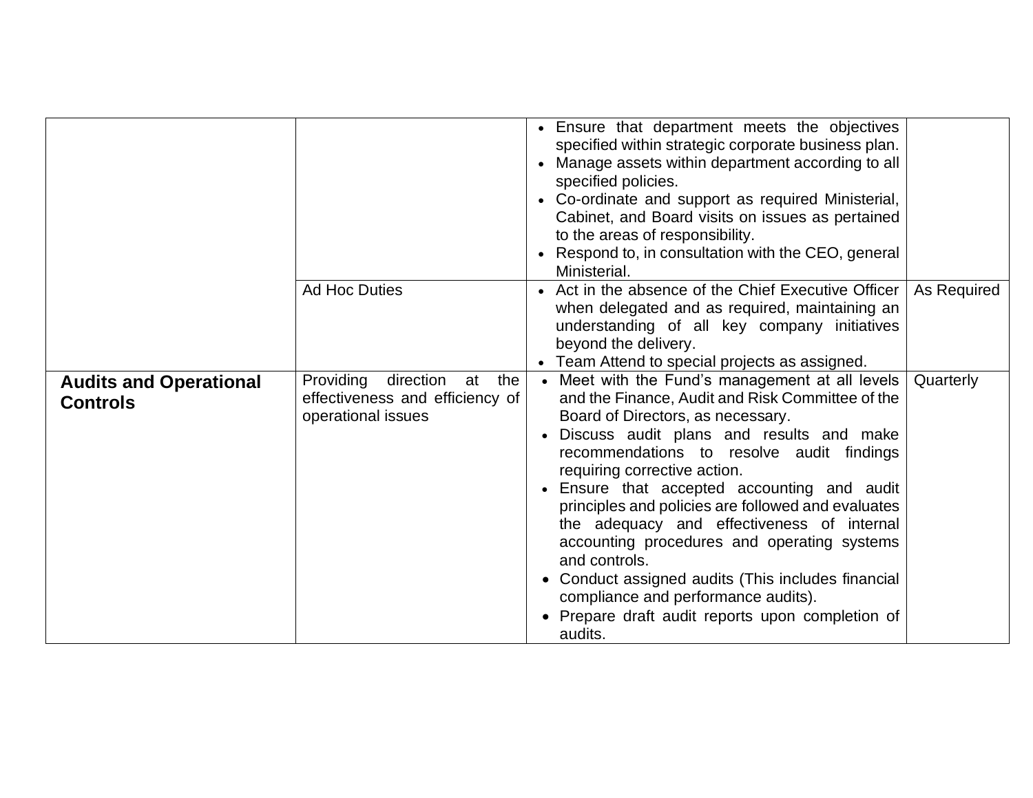| | | | |
|---|---|---|---|
| | | • Ensure that department meets the objectives specified within strategic corporate business plan.<br>• Manage assets within department according to all specified policies.<br>• Co-ordinate and support as required Ministerial, Cabinet, and Board visits on issues as pertained to the areas of responsibility.<br>• Respond to, in consultation with the CEO, general Ministerial. | |
| | Ad Hoc Duties | • Act in the absence of the Chief Executive Officer when delegated and as required, maintaining an understanding of all key company initiatives beyond the delivery.<br>• Team Attend to special projects as assigned. | As Required |
| **Audits and Operational Controls** | Providing direction at the effectiveness and efficiency of operational issues | • Meet with the Fund's management at all levels and the Finance, Audit and Risk Committee of the Board of Directors, as necessary.<br>• Discuss audit plans and results and make recommendations to resolve audit findings requiring corrective action.<br>• Ensure that accepted accounting and audit principles and policies are followed and evaluates the adequacy and effectiveness of internal accounting procedures and operating systems and controls.<br>• Conduct assigned audits (This includes financial compliance and performance audits).<br>• Prepare draft audit reports upon completion of audits. | Quarterly |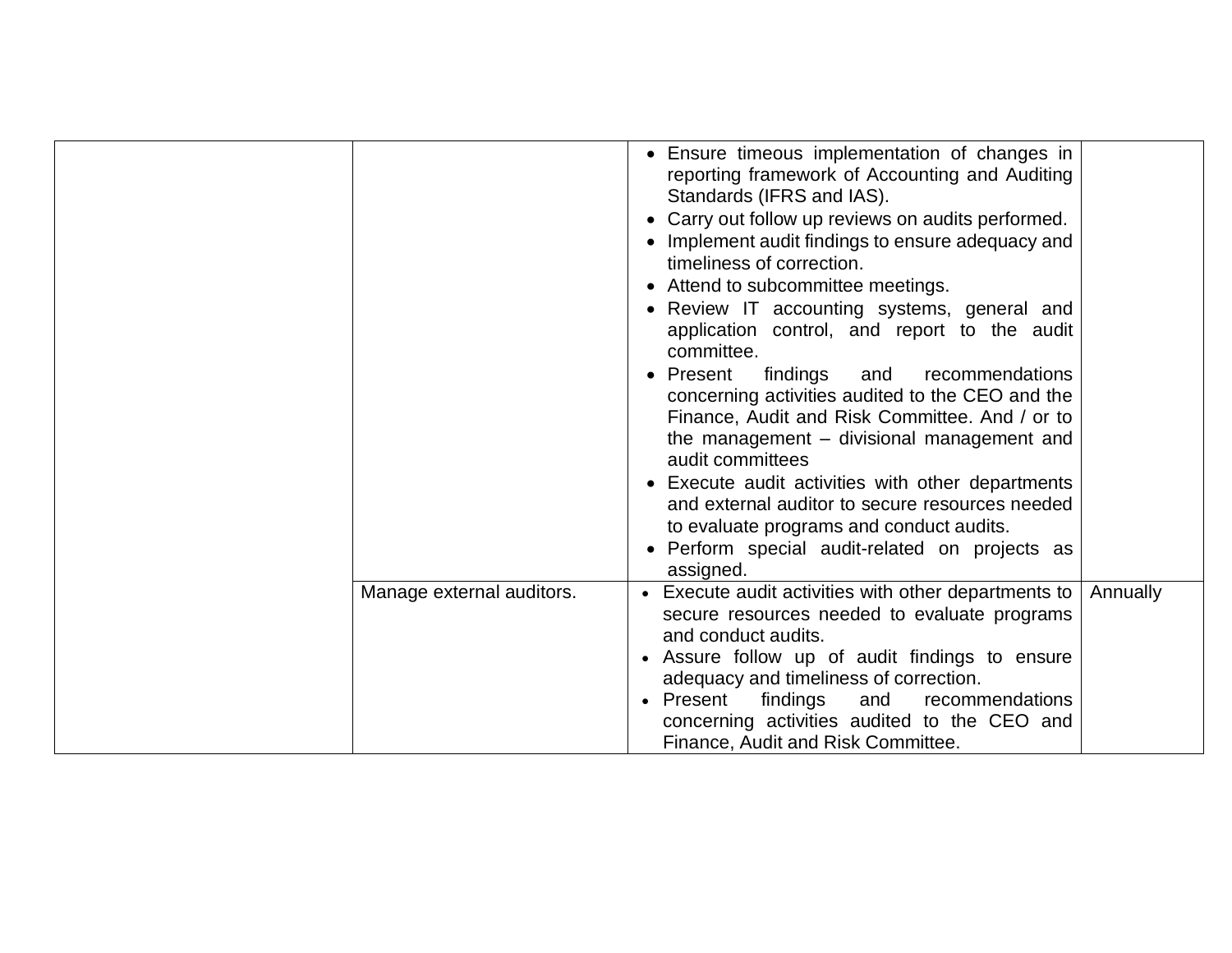| | | | |
|---|---|---|---|
| | | • Ensure timeous implementation of changes in reporting framework of Accounting and Auditing Standards (IFRS and IAS).<br>• Carry out follow up reviews on audits performed.<br>• Implement audit findings to ensure adequacy and timeliness of correction.<br>• Attend to subcommittee meetings.<br>• Review IT accounting systems, general and application control, and report to the audit committee.<br>• Present findings and recommendations concerning activities audited to the CEO and the Finance, Audit and Risk Committee. And / or to the management – divisional management and audit committees<br>• Execute audit activities with other departments and external auditor to secure resources needed to evaluate programs and conduct audits.<br>• Perform special audit-related on projects as assigned. | |
| | Manage external auditors. | • Execute audit activities with other departments to secure resources needed to evaluate programs and conduct audits.<br>• Assure follow up of audit findings to ensure adequacy and timeliness of correction.<br>• Present findings and recommendations concerning activities audited to the CEO and Finance, Audit and Risk Committee. | Annually |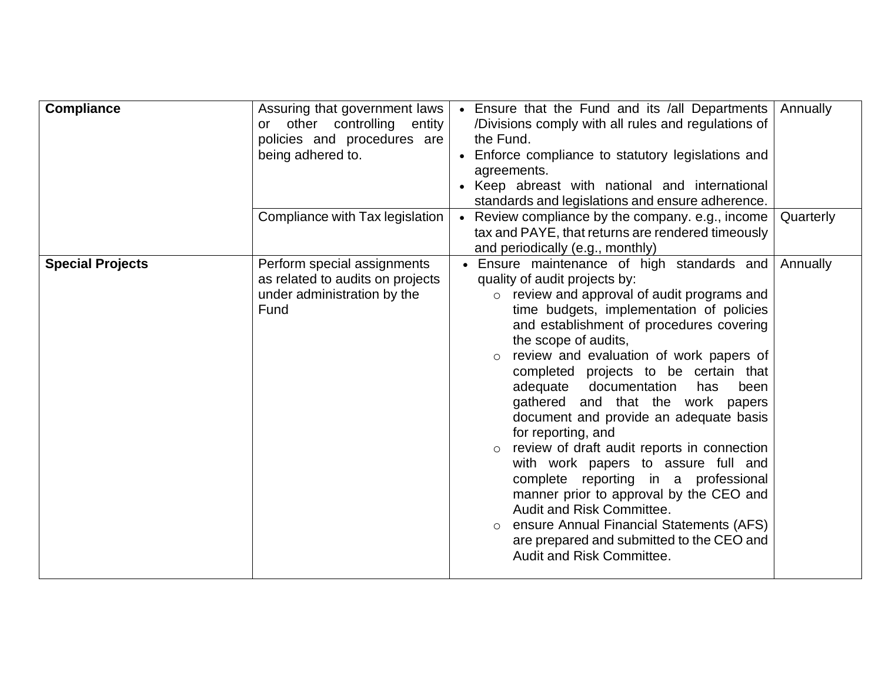| | | | |
|---|---|---|---|
| **Compliance** | Assuring that government laws or other controlling entity policies and procedures are being adhered to. | • Ensure that the Fund and its /all Departments /Divisions comply with all rules and regulations of the Fund.<br>• Enforce compliance to statutory legislations and agreements.<br>• Keep abreast with national and international standards and legislations and ensure adherence. | Annually |
| | Compliance with Tax legislation | • Review compliance by the company. e.g., income tax and PAYE, that returns are rendered timeously and periodically (e.g., monthly) | Quarterly |
| **Special Projects** | Perform special assignments as related to audits on projects under administration by the Fund | • Ensure maintenance of high standards and quality of audit projects by:<br>&nbsp;&nbsp;&nbsp;&nbsp;○ review and approval of audit programs and time budgets, implementation of policies and establishment of procedures covering the scope of audits,<br>&nbsp;&nbsp;&nbsp;&nbsp;○ review and evaluation of work papers of completed projects to be certain that adequate documentation has been gathered and that the work papers document and provide an adequate basis for reporting, and<br>&nbsp;&nbsp;&nbsp;&nbsp;○ review of draft audit reports in connection with work papers to assure full and complete reporting in a professional manner prior to approval by the CEO and Audit and Risk Committee.<br>&nbsp;&nbsp;&nbsp;&nbsp;○ ensure Annual Financial Statements (AFS) are prepared and submitted to the CEO and Audit and Risk Committee. | Annually |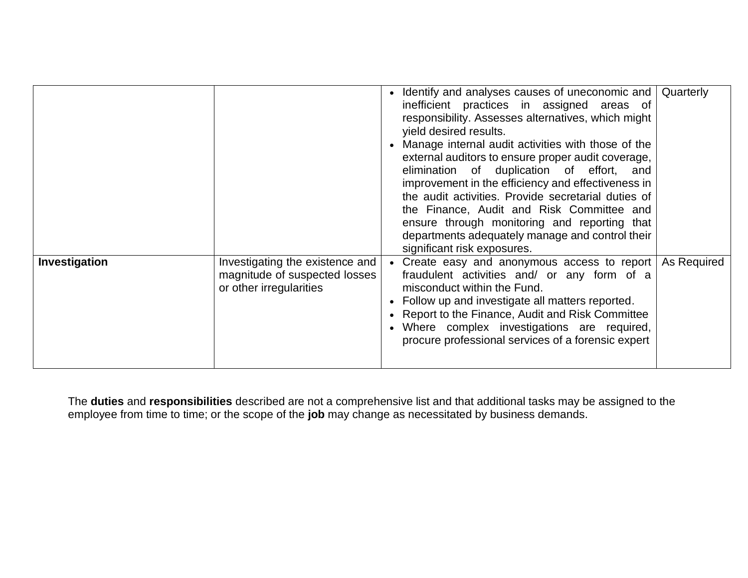| | | | |
|---|---|---|---|
| | | • Identify and analyses causes of uneconomic and inefficient practices in assigned areas of responsibility. Assesses alternatives, which might yield desired results.<br>• Manage internal audit activities with those of the external auditors to ensure proper audit coverage, elimination of duplication of effort, and improvement in the efficiency and effectiveness in the audit activities. Provide secretarial duties of the Finance, Audit and Risk Committee and ensure through monitoring and reporting that departments adequately manage and control their significant risk exposures. | Quarterly |
| **Investigation** | Investigating the existence and magnitude of suspected losses or other irregularities | • Create easy and anonymous access to report fraudulent activities and/ or any form of a misconduct within the Fund.<br>• Follow up and investigate all matters reported.<br>• Report to the Finance, Audit and Risk Committee<br>• Where complex investigations are required, procure professional services of a forensic expert | As Required |

The **duties** and **responsibilities** described are not a comprehensive list and that additional tasks may be assigned to the employee from time to time; or the scope of the **job** may change as necessitated by business demands.